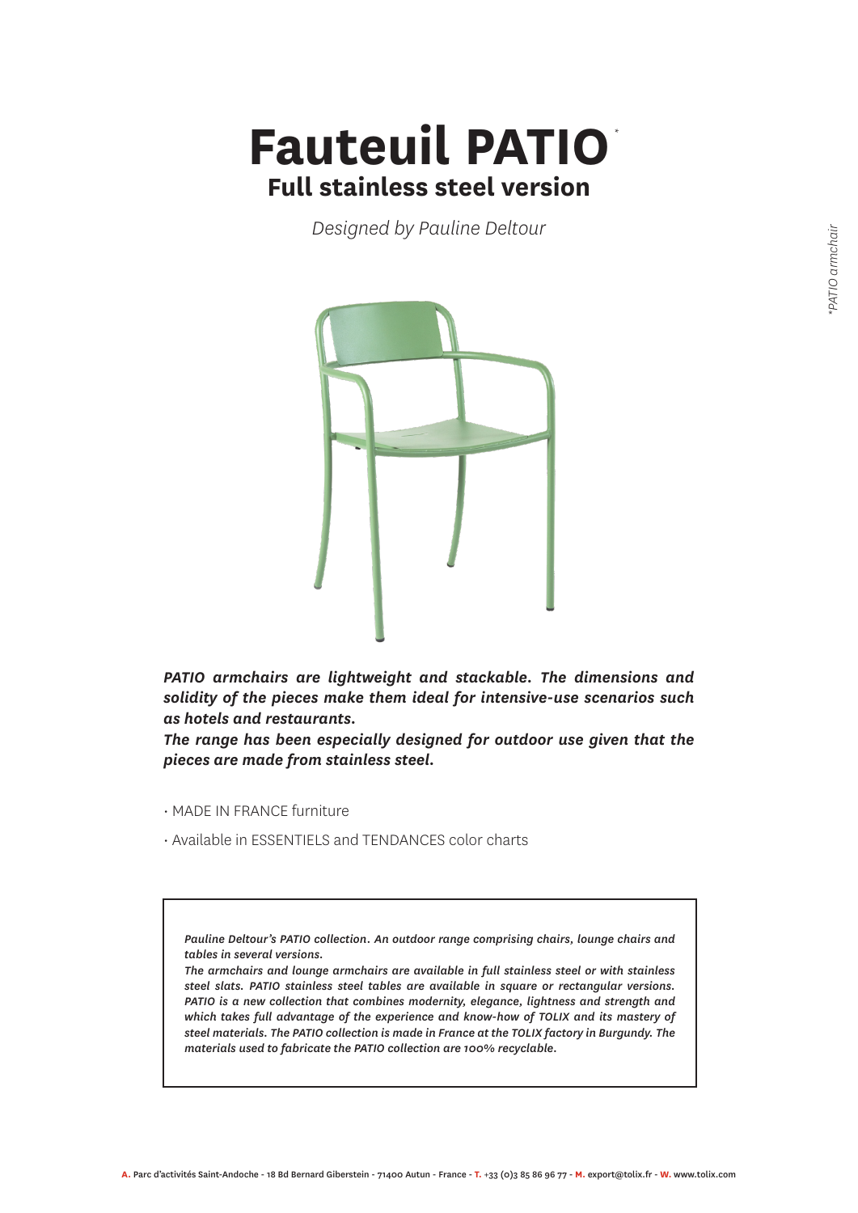# Fauteuil PATIO*

## Full stainless steel version

*Designed by Pauline Deltour*

***PATIO armchairs are lightweight and stackable. The dimensions and solidity of the pieces make them ideal for intensive-use scenarios such as hotels and restaurants.***

***The range has been especially designed for outdoor use given that the pieces are made from stainless steel.***

- MADE IN FRANCE furniture
- Available in ESSENTIELS and TENDANCES color charts

*Pauline Deltour's PATIO collection. An outdoor range comprising chairs, lounge chairs and tables in several versions.*

*The armchairs and lounge armchairs are available in full stainless steel or with stainless steel slats. PATIO stainless steel tables are available in square or rectangular versions. PATIO is a new collection that combines modernity, elegance, lightness and strength and which takes full advantage of the experience and know-how of TOLIX and its mastery of steel materials. The PATIO collection is made in France at the TOLIX factory in Burgundy. The materials used to fabricate the PATIO collection are 100% recyclable.*

*PATIO armchair

**A.** Parc d'activités Saint-Andoche - 18 Bd Bernard Giberstein - 71400 Autun - France - **T.** +33 (0)3 85 86 96 77 - **M.** export@tolix.fr - **W.** www.tolix.com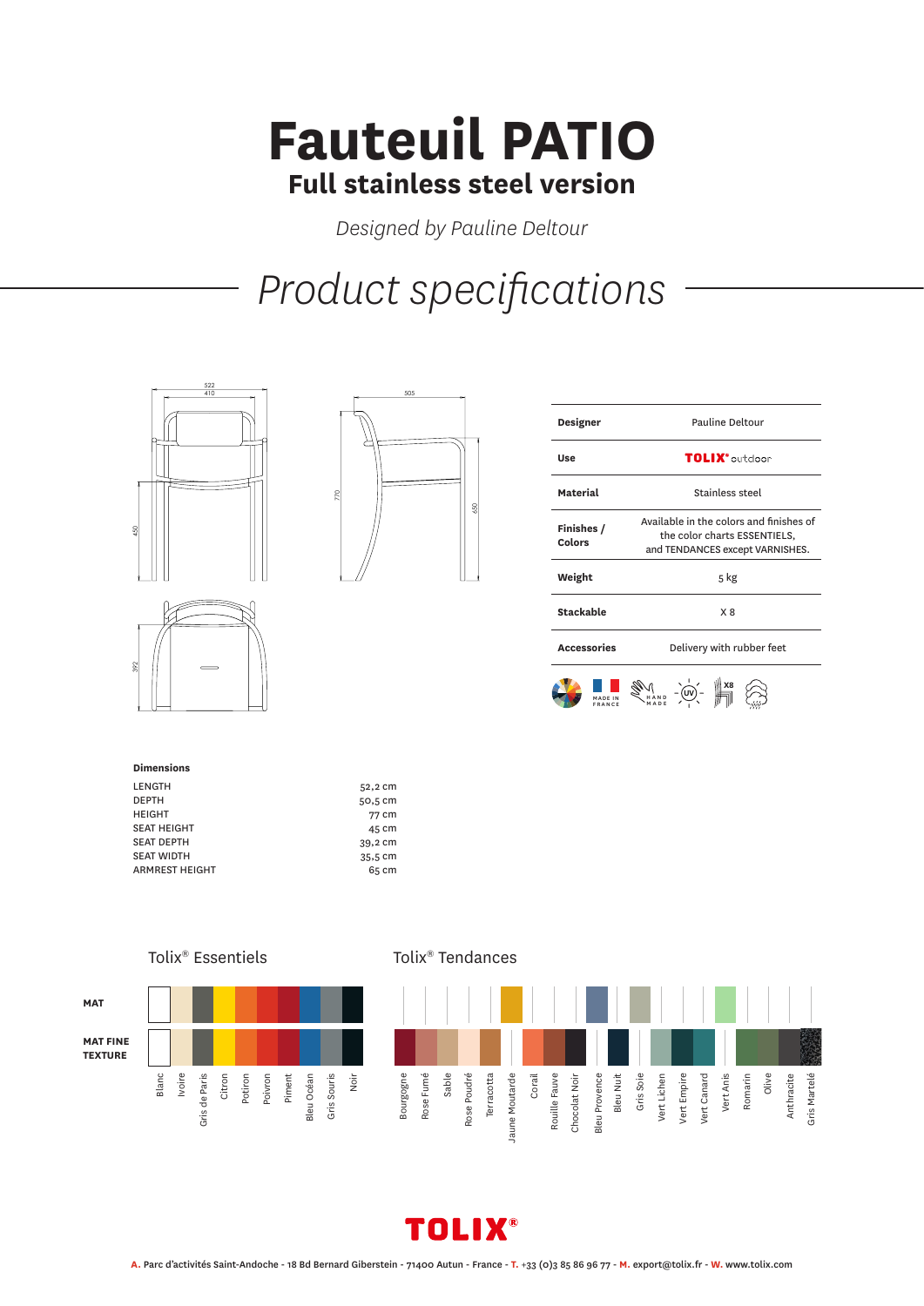# Fauteuil PATIO

## Full stainless steel version

*Designed by Pauline Deltour*

## *Product specifications*

522
410
450
392
505
770
650

| | |
|---|---|
| **Designer** | Pauline Deltour |
| **Use** | TOLIX® outdoor |
| **Material** | Stainless steel |
| **Finishes / Colors** | Available in the colors and finishes of the color charts ESSENTIELS, and TENDANCES except VARNISHES. |
| **Weight** | 5 kg |
| **Stackable** | X 8 |
| **Accessories** | Delivery with rubber feet |

MADE IN FRANCE
HAND MADE
UV
X8

**Dimensions**

| | |
|---|---|
| LENGTH | 52,2 cm |
| DEPTH | 50,5 cm |
| HEIGHT | 77 cm |
| SEAT HEIGHT | 45 cm |
| SEAT DEPTH | 39,2 cm |
| SEAT WIDTH | 35,5 cm |
| ARMREST HEIGHT | 65 cm |

Tolix® Essentiels

Tolix® Tendances

MAT

MAT FINE TEXTURE

Blanc, Ivoire, Gris de Paris, Citron, Potiron, Poivron, Piment, Bleu Océan, Gris Souris, Noir

Bourgogne, Rose Fumé, Sable, Rose Poudré, Terracotta, Jaune Moutarde, Corail, Rouille Fauve, Chocolat Noir, Bleu Provence, Bleu Nuit, Gris Soie, Vert Lichen, Vert Empire, Vert Canard, Vert Anis, Romarin, Olive, Anthracite, Gris Martelé

TOLIX®

**A.** Parc d'activités Saint-Andoche - 18 Bd Bernard Giberstein - 71400 Autun - France - **T.** +33 (0)3 85 86 96 77 - **M.** export@tolix.fr - **W.** www.tolix.com